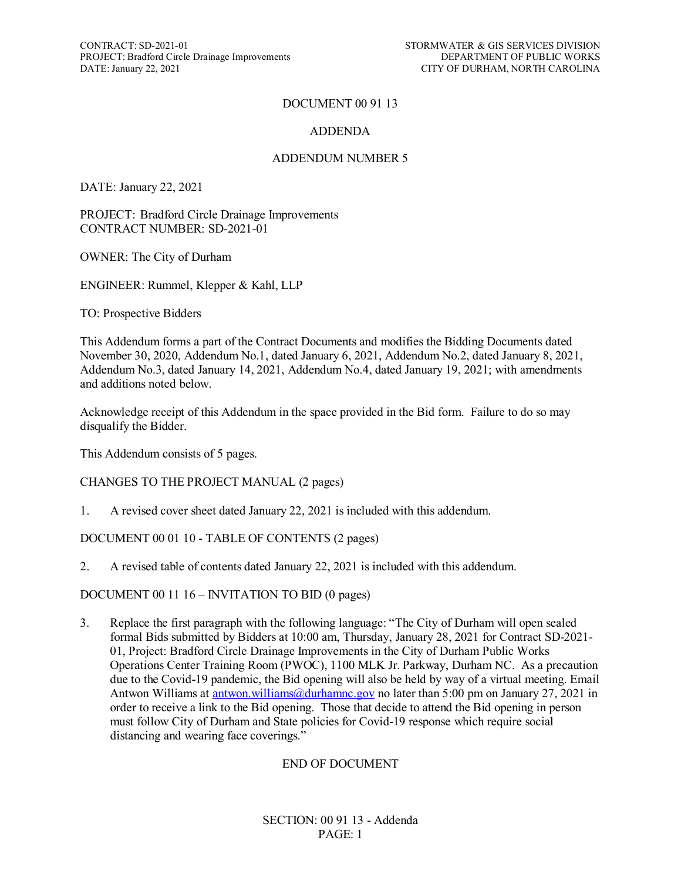# DOCUMENT 00 91 13

## ADDENDA

## ADDENDUM NUMBER 5

DATE: January 22, 2021

PROJECT: Bradford Circle Drainage Improvements
CONTRACT NUMBER: SD-2021-01

OWNER: The City of Durham

ENGINEER: Rummel, Klepper & Kahl, LLP

TO: Prospective Bidders

This Addendum forms a part of the Contract Documents and modifies the Bidding Documents dated November 30, 2020, Addendum No.1, dated January 6, 2021, Addendum No.2, dated January 8, 2021, Addendum No.3, dated January 14, 2021, Addendum No.4, dated January 19, 2021; with amendments and additions noted below.

Acknowledge receipt of this Addendum in the space provided in the Bid form. Failure to do so may disqualify the Bidder.

This Addendum consists of 5 pages.

CHANGES TO THE PROJECT MANUAL (2 pages)

1. A revised cover sheet dated January 22, 2021 is included with this addendum.

DOCUMENT 00 01 10 - TABLE OF CONTENTS (2 pages)

2. A revised table of contents dated January 22, 2021 is included with this addendum.

DOCUMENT 00 11 16 – INVITATION TO BID (0 pages)

3. Replace the first paragraph with the following language: "The City of Durham will open sealed formal Bids submitted by Bidders at 10:00 am, Thursday, January 28, 2021 for Contract SD-2021-01, Project: Bradford Circle Drainage Improvements in the City of Durham Public Works Operations Center Training Room (PWOC), 1100 MLK Jr. Parkway, Durham NC. As a precaution due to the Covid-19 pandemic, the Bid opening will also be held by way of a virtual meeting. Email Antwon Williams at antwon.williams@durhamnc.gov no later than 5:00 pm on January 27, 2021 in order to receive a link to the Bid opening. Those that decide to attend the Bid opening in person must follow City of Durham and State policies for Covid-19 response which require social distancing and wearing face coverings."

END OF DOCUMENT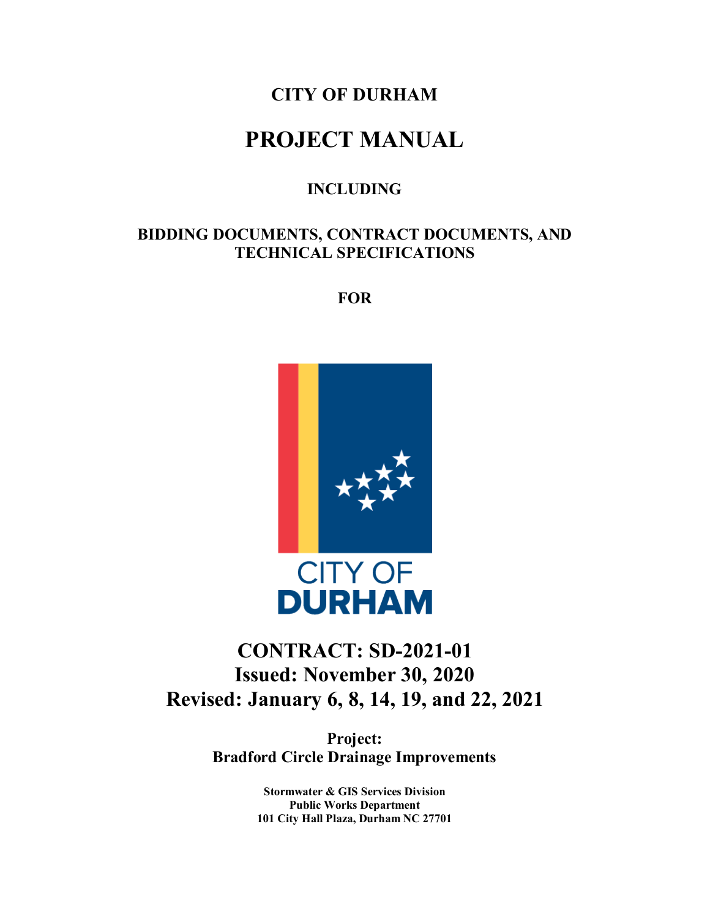# CITY OF DURHAM

# PROJECT MANUAL

## INCLUDING

## BIDDING DOCUMENTS, CONTRACT DOCUMENTS, AND TECHNICAL SPECIFICATIONS

## FOR

CITY OF
**DURHAM**

# CONTRACT: SD-2021-01
# Issued: November 30, 2020
# Revised: January 6, 8, 14, 19, and 22, 2021

**Project:**
**Bradford Circle Drainage Improvements**

**Stormwater & GIS Services Division**
**Public Works Department**
**101 City Hall Plaza, Durham NC 27701**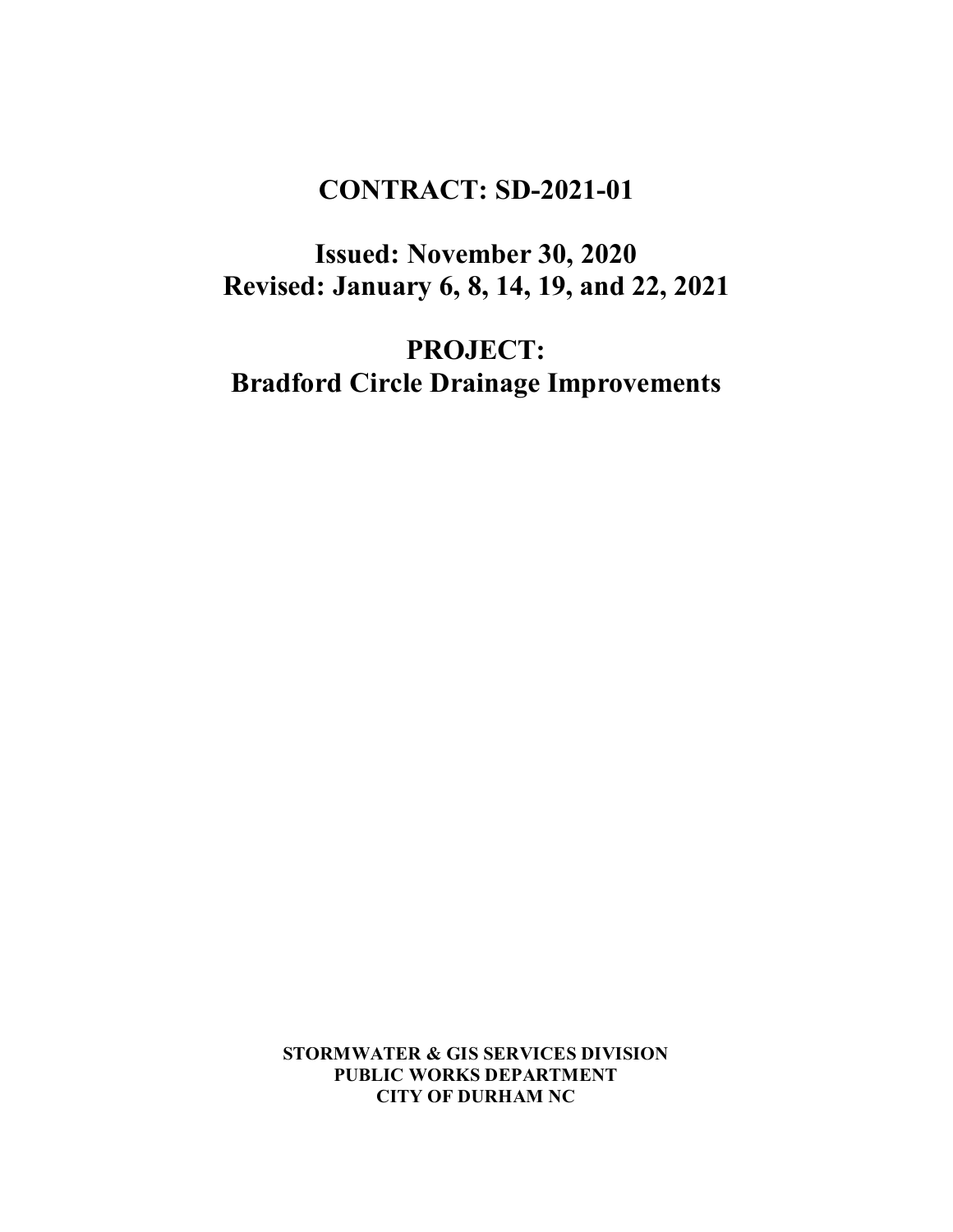# CONTRACT: SD-2021-01

## Issued: November 30, 2020
## Revised: January 6, 8, 14, 19, and 22, 2021

# PROJECT:
# Bradford Circle Drainage Improvements

**STORMWATER & GIS SERVICES DIVISION**
**PUBLIC WORKS DEPARTMENT**
**CITY OF DURHAM NC**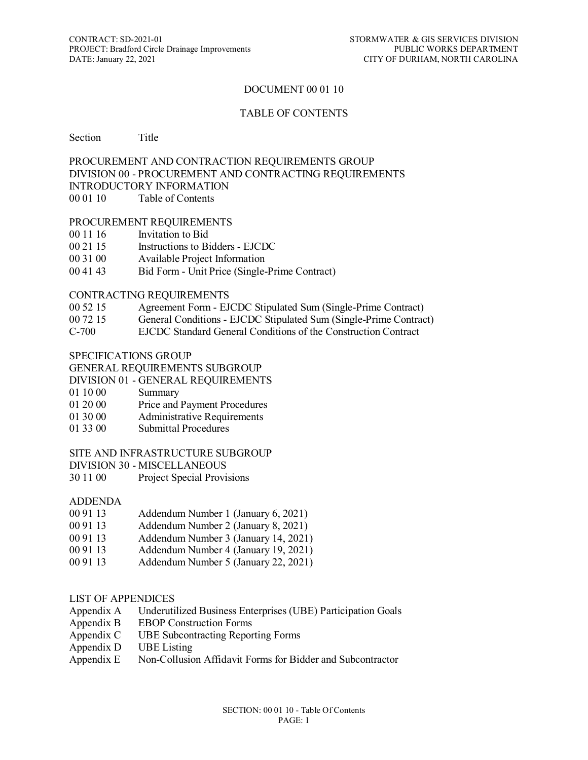# DOCUMENT 00 01 10

## TABLE OF CONTENTS

| Section | Title |
| --- | --- |

**PROCUREMENT AND CONTRACTION REQUIREMENTS GROUP**
**DIVISION 00 - PROCUREMENT AND CONTRACTING REQUIREMENTS**
**INTRODUCTORY INFORMATION**

| | |
| --- | --- |
| 00 01 10 | Table of Contents |

**PROCUREMENT REQUIREMENTS**

| | |
| --- | --- |
| 00 11 16 | Invitation to Bid |
| 00 21 15 | Instructions to Bidders - EJCDC |
| 00 31 00 | Available Project Information |
| 00 41 43 | Bid Form - Unit Price (Single-Prime Contract) |

**CONTRACTING REQUIREMENTS**

| | |
| --- | --- |
| 00 52 15 | Agreement Form - EJCDC Stipulated Sum (Single-Prime Contract) |
| 00 72 15 | General Conditions - EJCDC Stipulated Sum (Single-Prime Contract) |
| C-700 | EJCDC Standard General Conditions of the Construction Contract |

**SPECIFICATIONS GROUP**
**GENERAL REQUIREMENTS SUBGROUP**
**DIVISION 01 - GENERAL REQUIREMENTS**

| | |
| --- | --- |
| 01 10 00 | Summary |
| 01 20 00 | Price and Payment Procedures |
| 01 30 00 | Administrative Requirements |
| 01 33 00 | Submittal Procedures |

**SITE AND INFRASTRUCTURE SUBGROUP**
**DIVISION 30 - MISCELLANEOUS**

| | |
| --- | --- |
| 30 11 00 | Project Special Provisions |

**ADDENDA**

| | |
| --- | --- |
| 00 91 13 | Addendum Number 1 (January 6, 2021) |
| 00 91 13 | Addendum Number 2 (January 8, 2021) |
| 00 91 13 | Addendum Number 3 (January 14, 2021) |
| 00 91 13 | Addendum Number 4 (January 19, 2021) |
| 00 91 13 | Addendum Number 5 (January 22, 2021) |

**LIST OF APPENDICES**

| | |
| --- | --- |
| Appendix A | Underutilized Business Enterprises (UBE) Participation Goals |
| Appendix B | EBOP Construction Forms |
| Appendix C | UBE Subcontracting Reporting Forms |
| Appendix D | UBE Listing |
| Appendix E | Non-Collusion Affidavit Forms for Bidder and Subcontractor |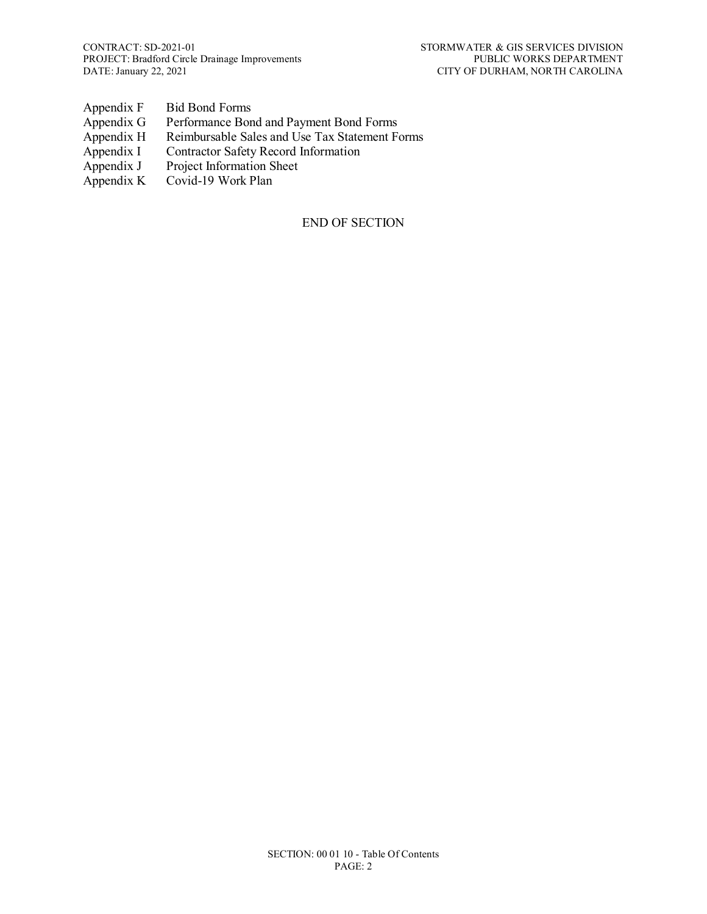| | |
|---|---|
| Appendix F | Bid Bond Forms |
| Appendix G | Performance Bond and Payment Bond Forms |
| Appendix H | Reimbursable Sales and Use Tax Statement Forms |
| Appendix I | Contractor Safety Record Information |
| Appendix J | Project Information Sheet |
| Appendix K | Covid-19 Work Plan |

END OF SECTION